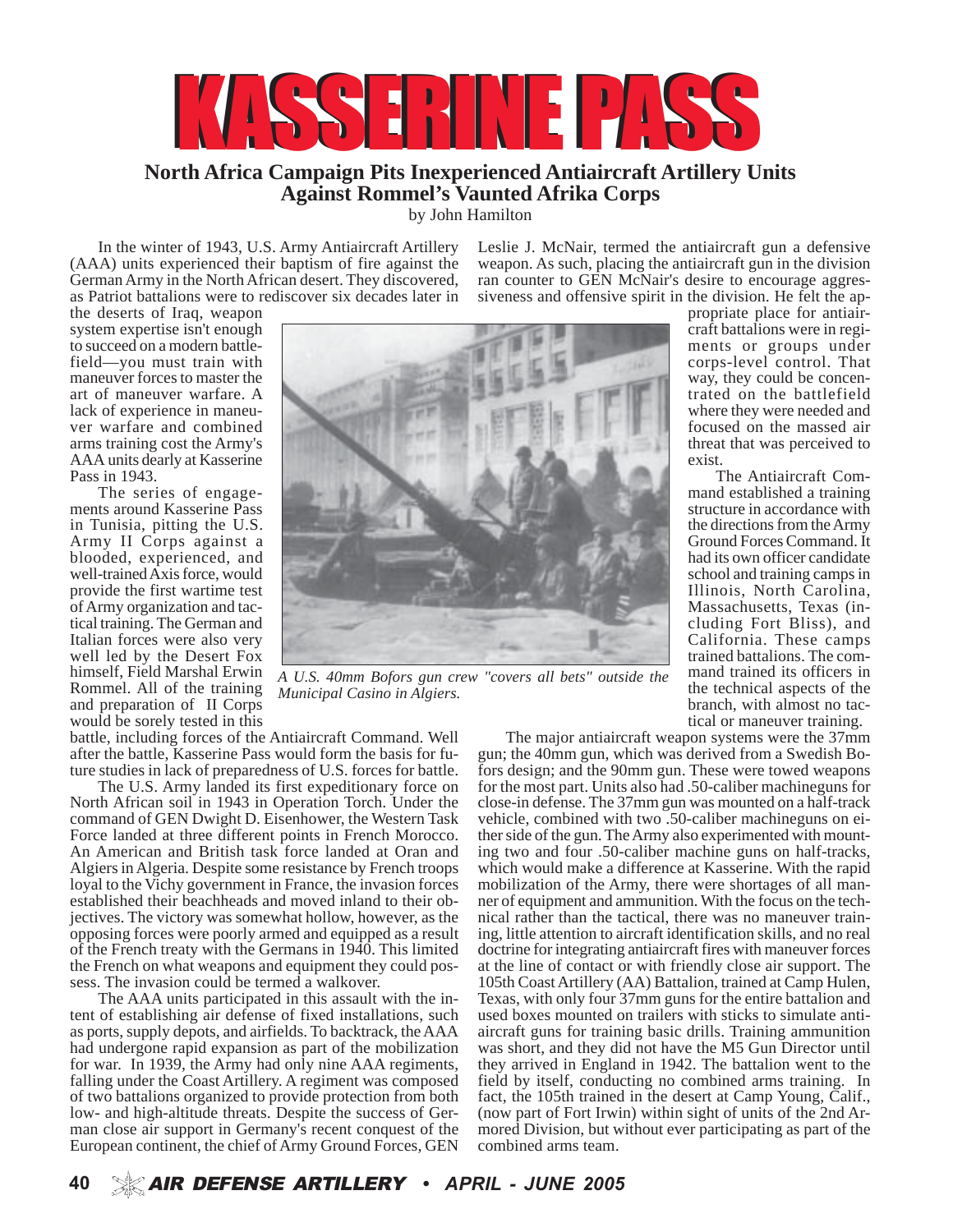# KASSERINE PASS

## North Africa Campaign Pits Inexperienced Antiaircraft Artillery Units Against Rommel's Vaunted Afrika Corps

by John Hamilton

In the winter of 1943, U.S. Army Antiaircraft Artillery (AAA) units experienced their baptism of fire against the German Army in the North African desert. They discovered, as Patriot battalions were to rediscover six decades later in the deserts of Iraq, weapon system expertise isn't enough to succeed on a modern battlefield—you must train with maneuver forces to master the art of maneuver warfare. A lack of experience in maneuver warfare and combined arms training cost the Army's AAA units dearly at Kasserine Pass in 1943.

The series of engagements around Kasserine Pass in Tunisia, pitting the U.S. Army II Corps against a blooded, experienced, and well-trained Axis force, would provide the first wartime test of Army organization and tactical training. The German and Italian forces were also very well led by the Desert Fox himself, Field Marshal Erwin Rommel. All of the training and preparation of II Corps would be sorely tested in this battle, including forces of the Antiaircraft Command. Well after the battle, Kasserine Pass would form the basis for future studies in lack of preparedness of U.S. forces for battle.

*A U.S. 40mm Bofors gun crew "covers all bets" outside the Municipal Casino in Algiers.*

The U.S. Army landed its first expeditionary force on North African soil in 1943 in Operation Torch. Under the command of GEN Dwight D. Eisenhower, the Western Task Force landed at three different points in French Morocco. An American and British task force landed at Oran and Algiers in Algeria. Despite some resistance by French troops loyal to the Vichy government in France, the invasion forces established their beachheads and moved inland to their objectives. The victory was somewhat hollow, however, as the opposing forces were poorly armed and equipped as a result of the French treaty with the Germans in 1940. This limited the French on what weapons and equipment they could possess. The invasion could be termed a walkover.

The AAA units participated in this assault with the intent of establishing air defense of fixed installations, such as ports, supply depots, and airfields. To backtrack, the AAA had undergone rapid expansion as part of the mobilization for war. In 1939, the Army had only nine AAA regiments, falling under the Coast Artillery. A regiment was composed of two battalions organized to provide protection from both low- and high-altitude threats. Despite the success of German close air support in Germany's recent conquest of the European continent, the chief of Army Ground Forces, GEN Leslie J. McNair, termed the antiaircraft gun a defensive weapon. As such, placing the antiaircraft gun in the division ran counter to GEN McNair's desire to encourage aggressiveness and offensive spirit in the division. He felt the appropriate place for antiaircraft battalions were in regiments or groups under corps-level control. That way, they could be concentrated on the battlefield where they were needed and focused on the massed air threat that was perceived to exist.

The Antiaircraft Command established a training structure in accordance with the directions from the Army Ground Forces Command. It had its own officer candidate school and training camps in Illinois, North Carolina, Massachusetts, Texas (including Fort Bliss), and California. These camps trained battalions. The command trained its officers in the technical aspects of the branch, with almost no tactical or maneuver training.

The major antiaircraft weapon systems were the 37mm gun; the 40mm gun, which was derived from a Swedish Bofors design; and the 90mm gun. These were towed weapons for the most part. Units also had .50-caliber machineguns for close-in defense. The 37mm gun was mounted on a half-track vehicle, combined with two .50-caliber machineguns on either side of the gun. The Army also experimented with mounting two and four .50-caliber machine guns on half-tracks, which would make a difference at Kasserine. With the rapid mobilization of the Army, there were shortages of all manner of equipment and ammunition. With the focus on the technical rather than the tactical, there was no maneuver training, little attention to aircraft identification skills, and no real doctrine for integrating antiaircraft fires with maneuver forces at the line of contact or with friendly close air support. The 105th Coast Artillery (AA) Battalion, trained at Camp Hulen, Texas, with only four 37mm guns for the entire battalion and used boxes mounted on trailers with sticks to simulate antiaircraft guns for training basic drills. Training ammunition was short, and they did not have the M5 Gun Director until they arrived in England in 1942. The battalion went to the field by itself, conducting no combined arms training. In fact, the 105th trained in the desert at Camp Young, Calif., (now part of Fort Irwin) within sight of units of the 2nd Armored Division, but without ever participating as part of the combined arms team.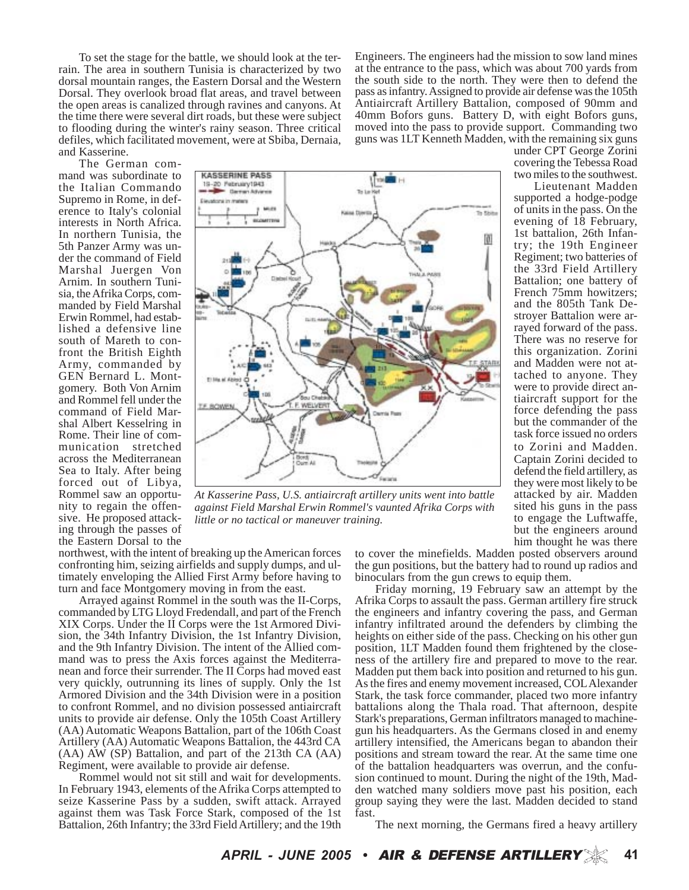To set the stage for the battle, we should look at the terrain. The area in southern Tunisia is characterized by two dorsal mountain ranges, the Eastern Dorsal and the Western Dorsal. They overlook broad flat areas, and travel between the open areas is canalized through ravines and canyons. At the time there were several dirt roads, but these were subject to flooding during the winter's rainy season. Three critical defiles, which facilitated movement, were at Sbiba, Dernaia, and Kasserine.

The German command was subordinate to the Italian Commando Supremo in Rome, in deference to Italy's colonial interests in North Africa. In northern Tunisia, the 5th Panzer Army was under the command of Field Marshal Juergen Von Arnim. In southern Tunisia, the Afrika Corps, commanded by Field Marshal Erwin Rommel, had established a defensive line south of Mareth to confront the British Eighth Army, commanded by GEN Bernard L. Montgomery. Both Von Arnim and Rommel fell under the command of Field Marshal Albert Kesselring in Rome. Their line of communication stretched across the Mediterranean Sea to Italy. After being forced out of Libya, Rommel saw an opportunity to regain the offensive. He proposed attacking through the passes of the Eastern Dorsal to the northwest, with the intent of breaking up the American forces confronting him, seizing airfields and supply dumps, and ultimately enveloping the Allied First Army before having to turn and face Montgomery moving in from the east.

*At Kasserine Pass, U.S. antiaircraft artillery units went into battle against Field Marshal Erwin Rommel's vaunted Afrika Corps with little or no tactical or maneuver training.*

Arrayed against Rommel in the south was the II-Corps, commanded by LTG Lloyd Fredendall, and part of the French XIX Corps. Under the II Corps were the 1st Armored Division, the 34th Infantry Division, the 1st Infantry Division, and the 9th Infantry Division. The intent of the Allied command was to press the Axis forces against the Mediterranean and force their surrender. The II Corps had moved east very quickly, outrunning its lines of supply. Only the 1st Armored Division and the 34th Division were in a position to confront Rommel, and no division possessed antiaircraft units to provide air defense. Only the 105th Coast Artillery (AA) Automatic Weapons Battalion, part of the 106th Coast Artillery (AA) Automatic Weapons Battalion, the 443rd CA (AA) AW (SP) Battalion, and part of the 213th CA (AA) Regiment, were available to provide air defense.

Rommel would not sit still and wait for developments. In February 1943, elements of the Afrika Corps attempted to seize Kasserine Pass by a sudden, swift attack. Arrayed against them was Task Force Stark, composed of the 1st Battalion, 26th Infantry; the 33rd Field Artillery; and the 19th Engineers. The engineers had the mission to sow land mines at the entrance to the pass, which was about 700 yards from the south side to the north. They were then to defend the pass as infantry. Assigned to provide air defense was the 105th Antiaircraft Artillery Battalion, composed of 90mm and 40mm Bofors guns. Battery D, with eight Bofors guns, moved into the pass to provide support. Commanding two guns was 1LT Kenneth Madden, with the remaining six guns under CPT George Zorini covering the Tebessa Road two miles to the southwest.

Lieutenant Madden supported a hodge-podge of units in the pass. On the evening of 18 February, 1st battalion, 26th Infantry; the 19th Engineer Regiment; two batteries of the 33rd Field Artillery Battalion; one battery of French 75mm howitzers; and the 805th Tank Destroyer Battalion were arrayed forward of the pass. There was no reserve for this organization. Zorini and Madden were not attached to anyone. They were to provide direct antiaircraft support for the force defending the pass but the commander of the task force issued no orders to Zorini and Madden. Captain Zorini decided to defend the field artillery, as they were most likely to be attacked by air. Madden sited his guns in the pass to engage the Luftwaffe, but the engineers around him thought he was there to cover the minefields. Madden posted observers around the gun positions, but the battery had to round up radios and binoculars from the gun crews to equip them.

Friday morning, 19 February saw an attempt by the Afrika Corps to assault the pass. German artillery fire struck the engineers and infantry covering the pass, and German infantry infiltrated around the defenders by climbing the heights on either side of the pass. Checking on his other gun position, 1LT Madden found them frightened by the closeness of the artillery fire and prepared to move to the rear. Madden put them back into position and returned to his gun. As the fires and enemy movement increased, COL Alexander Stark, the task force commander, placed two more infantry battalions along the Thala road. That afternoon, despite Stark's preparations, German infiltrators managed to machine-gun his headquarters. As the Germans closed in and enemy artillery intensified, the Americans began to abandon their positions and stream toward the rear. At the same time one of the battalion headquarters was overrun, and the confusion continued to mount. During the night of the 19th, Madden watched many soldiers move past his position, each group saying they were the last. Madden decided to stand fast.

The next morning, the Germans fired a heavy artillery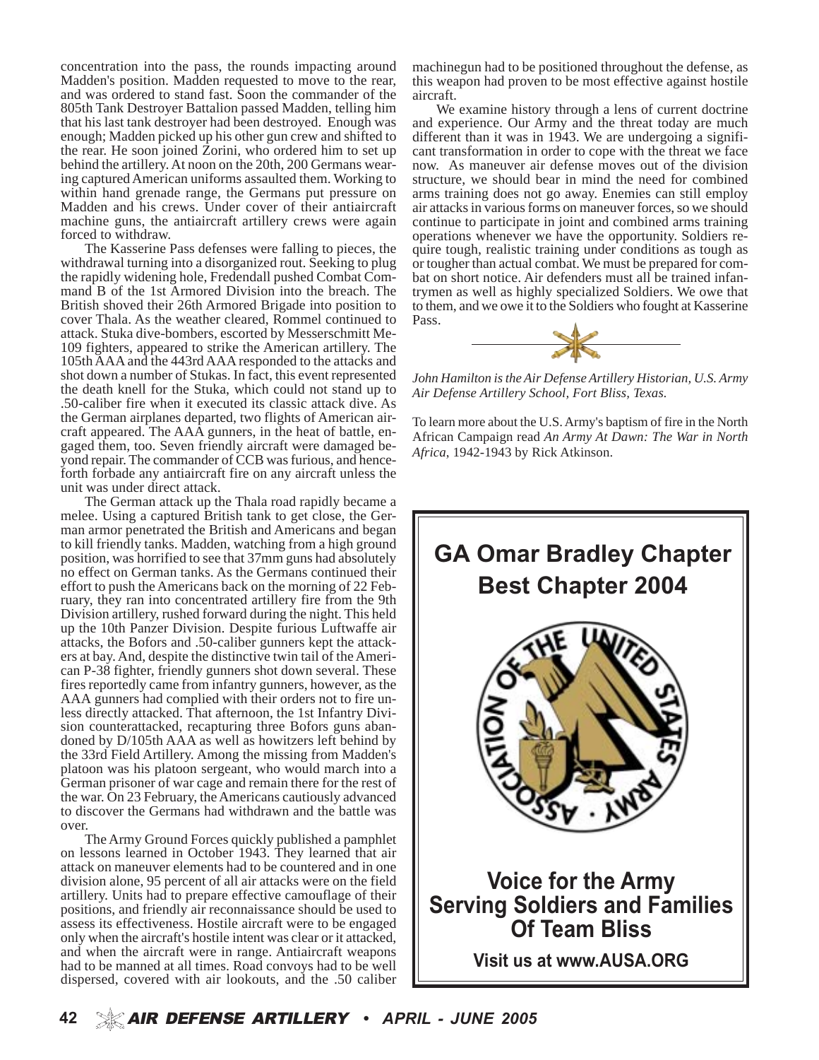concentration into the pass, the rounds impacting around Madden's position. Madden requested to move to the rear, and was ordered to stand fast. Soon the commander of the 805th Tank Destroyer Battalion passed Madden, telling him that his last tank destroyer had been destroyed. Enough was enough; Madden picked up his other gun crew and shifted to the rear. He soon joined Zorini, who ordered him to set up behind the artillery. At noon on the 20th, 200 Germans wearing captured American uniforms assaulted them. Working to within hand grenade range, the Germans put pressure on Madden and his crews. Under cover of their antiaircraft machine guns, the antiaircraft artillery crews were again forced to withdraw.

The Kasserine Pass defenses were falling to pieces, the withdrawal turning into a disorganized rout. Seeking to plug the rapidly widening hole, Fredendall pushed Combat Command B of the 1st Armored Division into the breach. The British shoved their 26th Armored Brigade into position to cover Thala. As the weather cleared, Rommel continued to attack. Stuka dive-bombers, escorted by Messerschmitt Me-109 fighters, appeared to strike the American artillery. The 105th AAA and the 443rd AAA responded to the attacks and shot down a number of Stukas. In fact, this event represented the death knell for the Stuka, which could not stand up to .50-caliber fire when it executed its classic attack dive. As the German airplanes departed, two flights of American aircraft appeared. The AAA gunners, in the heat of battle, engaged them, too. Seven friendly aircraft were damaged beyond repair. The commander of CCB was furious, and henceforth forbade any antiaircraft fire on any aircraft unless the unit was under direct attack.

The German attack up the Thala road rapidly became a melee. Using a captured British tank to get close, the German armor penetrated the British and Americans and began to kill friendly tanks. Madden, watching from a high ground position, was horrified to see that 37mm guns had absolutely no effect on German tanks. As the Germans continued their effort to push the Americans back on the morning of 22 February, they ran into concentrated artillery fire from the 9th Division artillery, rushed forward during the night. This held up the 10th Panzer Division. Despite furious Luftwaffe air attacks, the Bofors and .50-caliber gunners kept the attackers at bay. And, despite the distinctive twin tail of the American P-38 fighter, friendly gunners shot down several. These fires reportedly came from infantry gunners, however, as the AAA gunners had complied with their orders not to fire unless directly attacked. That afternoon, the 1st Infantry Division counterattacked, recapturing three Bofors guns abandoned by D/105th AAA as well as howitzers left behind by the 33rd Field Artillery. Among the missing from Madden's platoon was his platoon sergeant, who would march into a German prisoner of war cage and remain there for the rest of the war. On 23 February, the Americans cautiously advanced to discover the Germans had withdrawn and the battle was over.

The Army Ground Forces quickly published a pamphlet on lessons learned in October 1943. They learned that air attack on maneuver elements had to be countered and in one division alone, 95 percent of all air attacks were on the field artillery. Units had to prepare effective camouflage of their positions, and friendly air reconnaissance should be used to assess its effectiveness. Hostile aircraft were to be engaged only when the aircraft's hostile intent was clear or it attacked, and when the aircraft were in range. Antiaircraft weapons had to be manned at all times. Road convoys had to be well dispersed, covered with air lookouts, and the .50 caliber machinegun had to be positioned throughout the defense, as this weapon had proven to be most effective against hostile aircraft.

We examine history through a lens of current doctrine and experience. Our Army and the threat today are much different than it was in 1943. We are undergoing a significant transformation in order to cope with the threat we face now. As maneuver air defense moves out of the division structure, we should bear in mind the need for combined arms training does not go away. Enemies can still employ air attacks in various forms on maneuver forces, so we should continue to participate in joint and combined arms training operations whenever we have the opportunity. Soldiers require tough, realistic training under conditions as tough as or tougher than actual combat. We must be prepared for combat on short notice. Air defenders must all be trained infantrymen as well as highly specialized Soldiers. We owe that to them, and we owe it to the Soldiers who fought at Kasserine Pass.

*John Hamilton is the Air Defense Artillery Historian, U.S. Army Air Defense Artillery School, Fort Bliss, Texas.*

To learn more about the U.S. Army's baptism of fire in the North African Campaign read *An Army At Dawn: The War in North Africa*, 1942-1943 by Rick Atkinson.

**GA Omar Bradley Chapter**
**Best Chapter 2004**

ASSOCIATION OF THE UNITED STATES ARMY

**Voice for the Army**
**Serving Soldiers and Families Of Team Bliss**

**Visit us at www.AUSA.ORG**